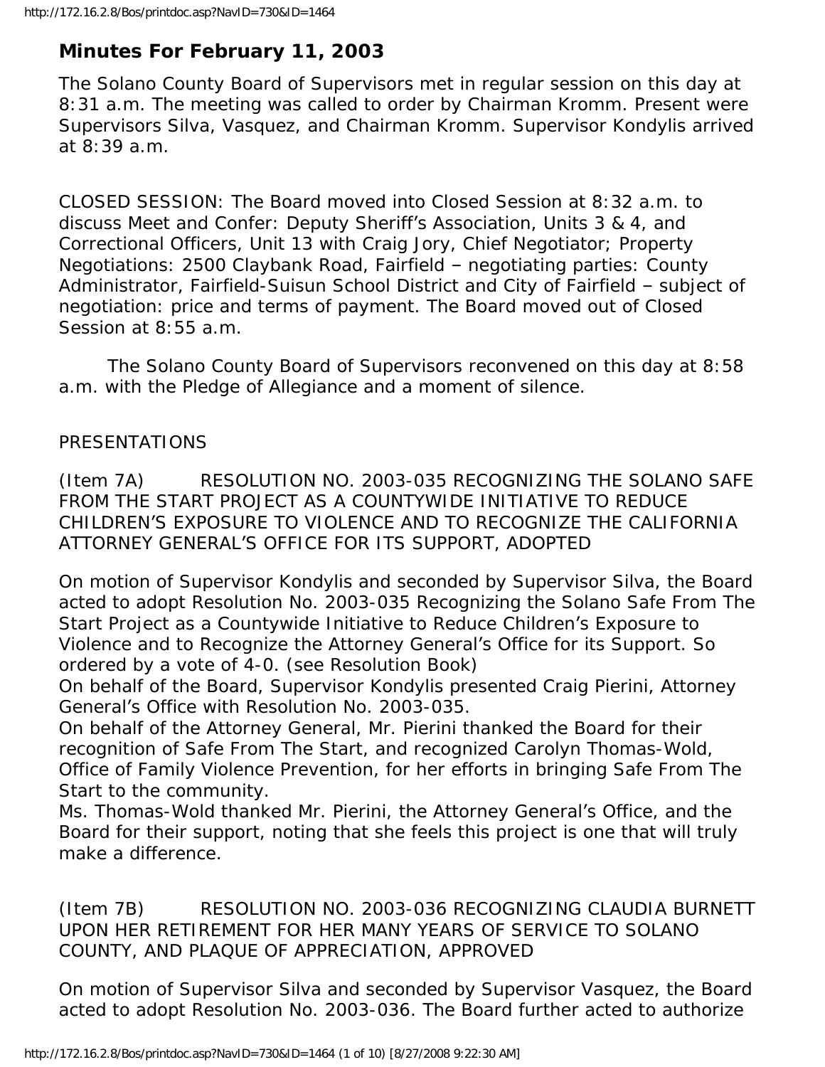## Minutes For February 11, 2003

The Solano County Board of Supervisors met in regular session on this day at 8:31 a.m. The meeting was called to order by Chairman Kromm. Present were Supervisors Silva, Vasquez, and Chairman Kromm. Supervisor Kondylis arrived at 8:39 a.m.

CLOSED SESSION: The Board moved into Closed Session at 8:32 a.m. to discuss Meet and Confer: Deputy Sheriff's Association, Units 3 & 4, and Correctional Officers, Unit 13 with Craig Jory, Chief Negotiator; Property Negotiations: 2500 Claybank Road, Fairfield – negotiating parties: County Administrator, Fairfield-Suisun School District and City of Fairfield – subject of negotiation: price and terms of payment. The Board moved out of Closed Session at 8:55 a.m.

The Solano County Board of Supervisors reconvened on this day at 8:58 a.m. with the Pledge of Allegiance and a moment of silence.

PRESENTATIONS

(Item 7A) RESOLUTION NO. 2003-035 RECOGNIZING THE SOLANO SAFE FROM THE START PROJECT AS A COUNTYWIDE INITIATIVE TO REDUCE CHILDREN'S EXPOSURE TO VIOLENCE AND TO RECOGNIZE THE CALIFORNIA ATTORNEY GENERAL'S OFFICE FOR ITS SUPPORT, ADOPTED

On motion of Supervisor Kondylis and seconded by Supervisor Silva, the Board acted to adopt Resolution No. 2003-035 Recognizing the Solano Safe From The Start Project as a Countywide Initiative to Reduce Children's Exposure to Violence and to Recognize the Attorney General's Office for its Support. So ordered by a vote of 4-0. (see Resolution Book)

On behalf of the Board, Supervisor Kondylis presented Craig Pierini, Attorney General's Office with Resolution No. 2003-035.

On behalf of the Attorney General, Mr. Pierini thanked the Board for their recognition of Safe From The Start, and recognized Carolyn Thomas-Wold, Office of Family Violence Prevention, for her efforts in bringing Safe From The Start to the community.

Ms. Thomas-Wold thanked Mr. Pierini, the Attorney General's Office, and the Board for their support, noting that she feels this project is one that will truly make a difference.

(Item 7B) RESOLUTION NO. 2003-036 RECOGNIZING CLAUDIA BURNETT UPON HER RETIREMENT FOR HER MANY YEARS OF SERVICE TO SOLANO COUNTY, AND PLAQUE OF APPRECIATION, APPROVED

On motion of Supervisor Silva and seconded by Supervisor Vasquez, the Board acted to adopt Resolution No. 2003-036. The Board further acted to authorize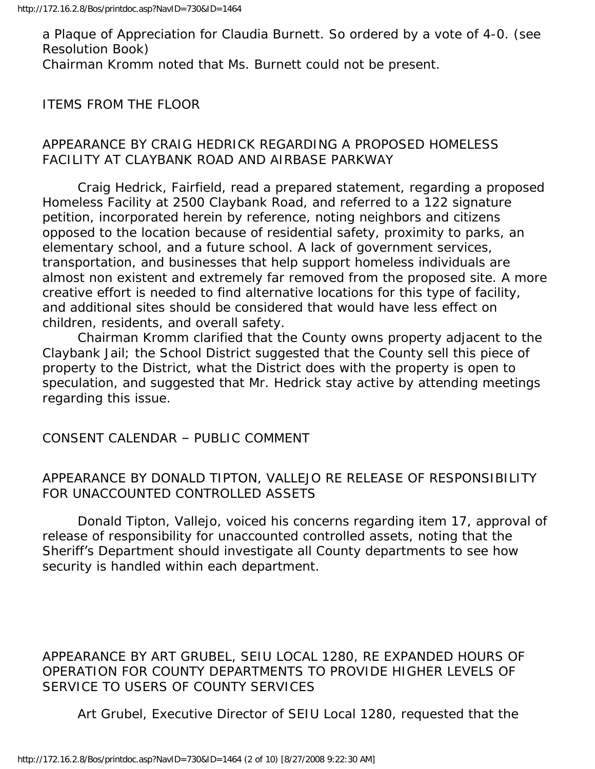a Plaque of Appreciation for Claudia Burnett. So ordered by a vote of 4-0. (see Resolution Book)
Chairman Kromm noted that Ms. Burnett could not be present.

ITEMS FROM THE FLOOR

APPEARANCE BY CRAIG HEDRICK REGARDING A PROPOSED HOMELESS FACILITY AT CLAYBANK ROAD AND AIRBASE PARKWAY

Craig Hedrick, Fairfield, read a prepared statement, regarding a proposed Homeless Facility at 2500 Claybank Road, and referred to a 122 signature petition, incorporated herein by reference, noting neighbors and citizens opposed to the location because of residential safety, proximity to parks, an elementary school, and a future school. A lack of government services, transportation, and businesses that help support homeless individuals are almost non existent and extremely far removed from the proposed site. A more creative effort is needed to find alternative locations for this type of facility, and additional sites should be considered that would have less effect on children, residents, and overall safety.

Chairman Kromm clarified that the County owns property adjacent to the Claybank Jail; the School District suggested that the County sell this piece of property to the District, what the District does with the property is open to speculation, and suggested that Mr. Hedrick stay active by attending meetings regarding this issue.

CONSENT CALENDAR – PUBLIC COMMENT

APPEARANCE BY DONALD TIPTON, VALLEJO RE RELEASE OF RESPONSIBILITY FOR UNACCOUNTED CONTROLLED ASSETS

Donald Tipton, Vallejo, voiced his concerns regarding item 17, approval of release of responsibility for unaccounted controlled assets, noting that the Sheriff's Department should investigate all County departments to see how security is handled within each department.

APPEARANCE BY ART GRUBEL, SEIU LOCAL 1280, RE EXPANDED HOURS OF OPERATION FOR COUNTY DEPARTMENTS TO PROVIDE HIGHER LEVELS OF SERVICE TO USERS OF COUNTY SERVICES

Art Grubel, Executive Director of SEIU Local 1280, requested that the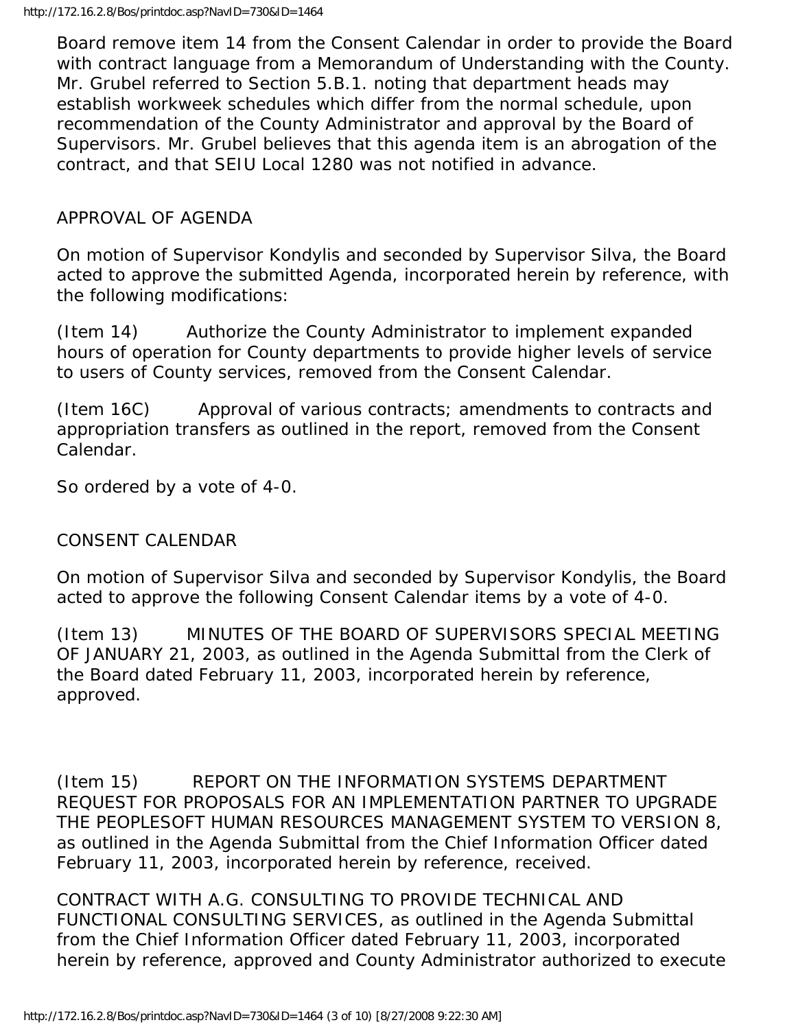Board remove item 14 from the Consent Calendar in order to provide the Board with contract language from a Memorandum of Understanding with the County. Mr. Grubel referred to Section 5.B.1. noting that department heads may establish workweek schedules which differ from the normal schedule, upon recommendation of the County Administrator and approval by the Board of Supervisors. Mr. Grubel believes that this agenda item is an abrogation of the contract, and that SEIU Local 1280 was not notified in advance.

APPROVAL OF AGENDA

On motion of Supervisor Kondylis and seconded by Supervisor Silva, the Board acted to approve the submitted Agenda, incorporated herein by reference, with the following modifications:

(Item 14) Authorize the County Administrator to implement expanded hours of operation for County departments to provide higher levels of service to users of County services, removed from the Consent Calendar.

(Item 16C) Approval of various contracts; amendments to contracts and appropriation transfers as outlined in the report, removed from the Consent Calendar.

So ordered by a vote of 4-0.

CONSENT CALENDAR

On motion of Supervisor Silva and seconded by Supervisor Kondylis, the Board acted to approve the following Consent Calendar items by a vote of 4-0.

(Item 13) MINUTES OF THE BOARD OF SUPERVISORS SPECIAL MEETING OF JANUARY 21, 2003, as outlined in the Agenda Submittal from the Clerk of the Board dated February 11, 2003, incorporated herein by reference, approved.

(Item 15) REPORT ON THE INFORMATION SYSTEMS DEPARTMENT REQUEST FOR PROPOSALS FOR AN IMPLEMENTATION PARTNER TO UPGRADE THE PEOPLESOFT HUMAN RESOURCES MANAGEMENT SYSTEM TO VERSION 8, as outlined in the Agenda Submittal from the Chief Information Officer dated February 11, 2003, incorporated herein by reference, received.

CONTRACT WITH A.G. CONSULTING TO PROVIDE TECHNICAL AND FUNCTIONAL CONSULTING SERVICES, as outlined in the Agenda Submittal from the Chief Information Officer dated February 11, 2003, incorporated herein by reference, approved and County Administrator authorized to execute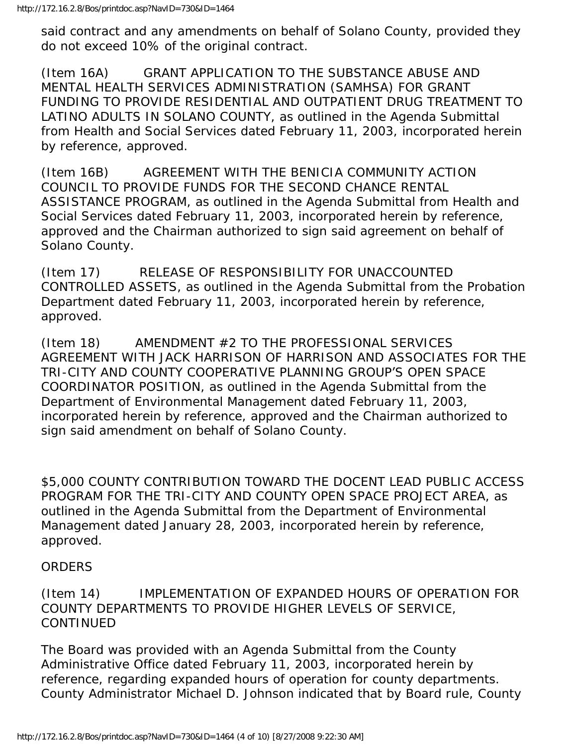said contract and any amendments on behalf of Solano County, provided they do not exceed 10% of the original contract.

(Item 16A) GRANT APPLICATION TO THE SUBSTANCE ABUSE AND MENTAL HEALTH SERVICES ADMINISTRATION (SAMHSA) FOR GRANT FUNDING TO PROVIDE RESIDENTIAL AND OUTPATIENT DRUG TREATMENT TO LATINO ADULTS IN SOLANO COUNTY, as outlined in the Agenda Submittal from Health and Social Services dated February 11, 2003, incorporated herein by reference, approved.

(Item 16B) AGREEMENT WITH THE BENICIA COMMUNITY ACTION COUNCIL TO PROVIDE FUNDS FOR THE SECOND CHANCE RENTAL ASSISTANCE PROGRAM, as outlined in the Agenda Submittal from Health and Social Services dated February 11, 2003, incorporated herein by reference, approved and the Chairman authorized to sign said agreement on behalf of Solano County.

(Item 17) RELEASE OF RESPONSIBILITY FOR UNACCOUNTED CONTROLLED ASSETS, as outlined in the Agenda Submittal from the Probation Department dated February 11, 2003, incorporated herein by reference, approved.

(Item 18) AMENDMENT #2 TO THE PROFESSIONAL SERVICES AGREEMENT WITH JACK HARRISON OF HARRISON AND ASSOCIATES FOR THE TRI-CITY AND COUNTY COOPERATIVE PLANNING GROUP'S OPEN SPACE COORDINATOR POSITION, as outlined in the Agenda Submittal from the Department of Environmental Management dated February 11, 2003, incorporated herein by reference, approved and the Chairman authorized to sign said amendment on behalf of Solano County.

$5,000 COUNTY CONTRIBUTION TOWARD THE DOCENT LEAD PUBLIC ACCESS PROGRAM FOR THE TRI-CITY AND COUNTY OPEN SPACE PROJECT AREA, as outlined in the Agenda Submittal from the Department of Environmental Management dated January 28, 2003, incorporated herein by reference, approved.

ORDERS

(Item 14) IMPLEMENTATION OF EXPANDED HOURS OF OPERATION FOR COUNTY DEPARTMENTS TO PROVIDE HIGHER LEVELS OF SERVICE, CONTINUED

The Board was provided with an Agenda Submittal from the County Administrative Office dated February 11, 2003, incorporated herein by reference, regarding expanded hours of operation for county departments. County Administrator Michael D. Johnson indicated that by Board rule, County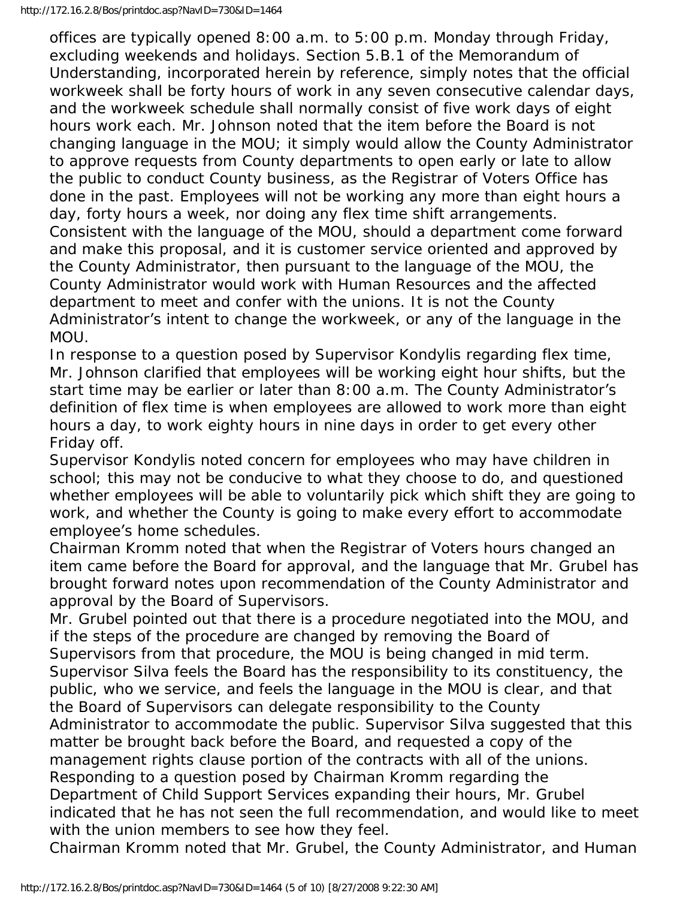offices are typically opened 8:00 a.m. to 5:00 p.m. Monday through Friday, excluding weekends and holidays. Section 5.B.1 of the Memorandum of Understanding, incorporated herein by reference, simply notes that the official workweek shall be forty hours of work in any seven consecutive calendar days, and the workweek schedule shall normally consist of five work days of eight hours work each. Mr. Johnson noted that the item before the Board is not changing language in the MOU; it simply would allow the County Administrator to approve requests from County departments to open early or late to allow the public to conduct County business, as the Registrar of Voters Office has done in the past. Employees will not be working any more than eight hours a day, forty hours a week, nor doing any flex time shift arrangements. Consistent with the language of the MOU, should a department come forward and make this proposal, and it is customer service oriented and approved by the County Administrator, then pursuant to the language of the MOU, the County Administrator would work with Human Resources and the affected department to meet and confer with the unions. It is not the County Administrator's intent to change the workweek, or any of the language in the MOU.

In response to a question posed by Supervisor Kondylis regarding flex time, Mr. Johnson clarified that employees will be working eight hour shifts, but the start time may be earlier or later than 8:00 a.m. The County Administrator's definition of flex time is when employees are allowed to work more than eight hours a day, to work eighty hours in nine days in order to get every other Friday off.

Supervisor Kondylis noted concern for employees who may have children in school; this may not be conducive to what they choose to do, and questioned whether employees will be able to voluntarily pick which shift they are going to work, and whether the County is going to make every effort to accommodate employee's home schedules.

Chairman Kromm noted that when the Registrar of Voters hours changed an item came before the Board for approval, and the language that Mr. Grubel has brought forward notes upon recommendation of the County Administrator and approval by the Board of Supervisors.

Mr. Grubel pointed out that there is a procedure negotiated into the MOU, and if the steps of the procedure are changed by removing the Board of Supervisors from that procedure, the MOU is being changed in mid term.

Supervisor Silva feels the Board has the responsibility to its constituency, the public, who we service, and feels the language in the MOU is clear, and that the Board of Supervisors can delegate responsibility to the County Administrator to accommodate the public. Supervisor Silva suggested that this matter be brought back before the Board, and requested a copy of the management rights clause portion of the contracts with all of the unions.

Responding to a question posed by Chairman Kromm regarding the Department of Child Support Services expanding their hours, Mr. Grubel indicated that he has not seen the full recommendation, and would like to meet with the union members to see how they feel.

Chairman Kromm noted that Mr. Grubel, the County Administrator, and Human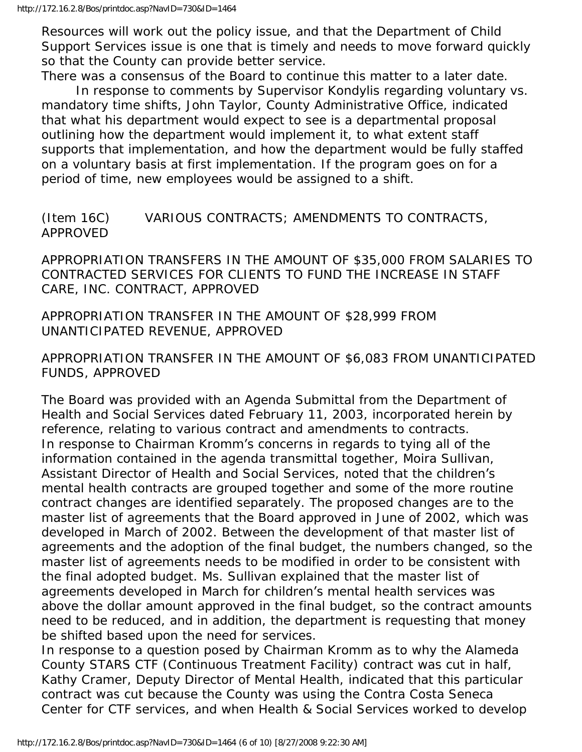Resources will work out the policy issue, and that the Department of Child Support Services issue is one that is timely and needs to move forward quickly so that the County can provide better service.

There was a consensus of the Board to continue this matter to a later date.

In response to comments by Supervisor Kondylis regarding voluntary vs. mandatory time shifts, John Taylor, County Administrative Office, indicated that what his department would expect to see is a departmental proposal outlining how the department would implement it, to what extent staff supports that implementation, and how the department would be fully staffed on a voluntary basis at first implementation. If the program goes on for a period of time, new employees would be assigned to a shift.

(Item 16C) VARIOUS CONTRACTS; AMENDMENTS TO CONTRACTS, APPROVED

APPROPRIATION TRANSFERS IN THE AMOUNT OF $35,000 FROM SALARIES TO CONTRACTED SERVICES FOR CLIENTS TO FUND THE INCREASE IN STAFF CARE, INC. CONTRACT, APPROVED

APPROPRIATION TRANSFER IN THE AMOUNT OF $28,999 FROM UNANTICIPATED REVENUE, APPROVED

APPROPRIATION TRANSFER IN THE AMOUNT OF $6,083 FROM UNANTICIPATED FUNDS, APPROVED

The Board was provided with an Agenda Submittal from the Department of Health and Social Services dated February 11, 2003, incorporated herein by reference, relating to various contract and amendments to contracts.

In response to Chairman Kromm's concerns in regards to tying all of the information contained in the agenda transmittal together, Moira Sullivan, Assistant Director of Health and Social Services, noted that the children's mental health contracts are grouped together and some of the more routine contract changes are identified separately. The proposed changes are to the master list of agreements that the Board approved in June of 2002, which was developed in March of 2002. Between the development of that master list of agreements and the adoption of the final budget, the numbers changed, so the master list of agreements needs to be modified in order to be consistent with the final adopted budget. Ms. Sullivan explained that the master list of agreements developed in March for children's mental health services was above the dollar amount approved in the final budget, so the contract amounts need to be reduced, and in addition, the department is requesting that money be shifted based upon the need for services.

In response to a question posed by Chairman Kromm as to why the Alameda County STARS CTF (Continuous Treatment Facility) contract was cut in half, Kathy Cramer, Deputy Director of Mental Health, indicated that this particular contract was cut because the County was using the Contra Costa Seneca Center for CTF services, and when Health & Social Services worked to develop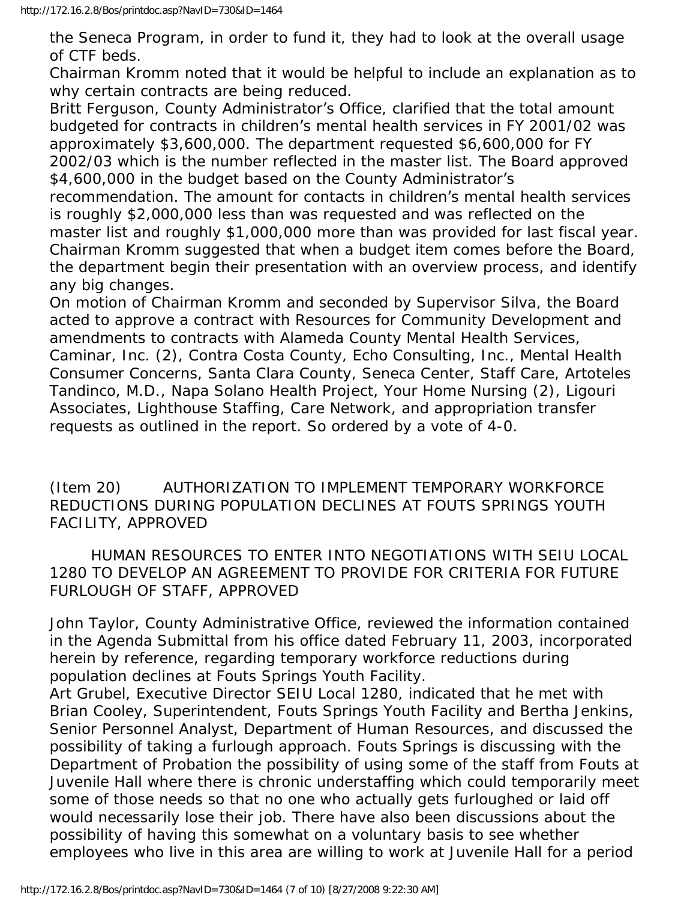the Seneca Program, in order to fund it, they had to look at the overall usage of CTF beds.

Chairman Kromm noted that it would be helpful to include an explanation as to why certain contracts are being reduced.

Britt Ferguson, County Administrator's Office, clarified that the total amount budgeted for contracts in children's mental health services in FY 2001/02 was approximately $3,600,000. The department requested $6,600,000 for FY 2002/03 which is the number reflected in the master list. The Board approved $4,600,000 in the budget based on the County Administrator's recommendation. The amount for contacts in children's mental health services is roughly $2,000,000 less than was requested and was reflected on the master list and roughly $1,000,000 more than was provided for last fiscal year.

Chairman Kromm suggested that when a budget item comes before the Board, the department begin their presentation with an overview process, and identify any big changes.

On motion of Chairman Kromm and seconded by Supervisor Silva, the Board acted to approve a contract with Resources for Community Development and amendments to contracts with Alameda County Mental Health Services, Caminar, Inc. (2), Contra Costa County, Echo Consulting, Inc., Mental Health Consumer Concerns, Santa Clara County, Seneca Center, Staff Care, Artoteles Tandinco, M.D., Napa Solano Health Project, Your Home Nursing (2), Ligouri Associates, Lighthouse Staffing, Care Network, and appropriation transfer requests as outlined in the report. So ordered by a vote of 4-0.

(Item 20) AUTHORIZATION TO IMPLEMENT TEMPORARY WORKFORCE REDUCTIONS DURING POPULATION DECLINES AT FOUTS SPRINGS YOUTH FACILITY, APPROVED

HUMAN RESOURCES TO ENTER INTO NEGOTIATIONS WITH SEIU LOCAL 1280 TO DEVELOP AN AGREEMENT TO PROVIDE FOR CRITERIA FOR FUTURE FURLOUGH OF STAFF, APPROVED

John Taylor, County Administrative Office, reviewed the information contained in the Agenda Submittal from his office dated February 11, 2003, incorporated herein by reference, regarding temporary workforce reductions during population declines at Fouts Springs Youth Facility.

Art Grubel, Executive Director SEIU Local 1280, indicated that he met with Brian Cooley, Superintendent, Fouts Springs Youth Facility and Bertha Jenkins, Senior Personnel Analyst, Department of Human Resources, and discussed the possibility of taking a furlough approach. Fouts Springs is discussing with the Department of Probation the possibility of using some of the staff from Fouts at Juvenile Hall where there is chronic understaffing which could temporarily meet some of those needs so that no one who actually gets furloughed or laid off would necessarily lose their job. There have also been discussions about the possibility of having this somewhat on a voluntary basis to see whether employees who live in this area are willing to work at Juvenile Hall for a period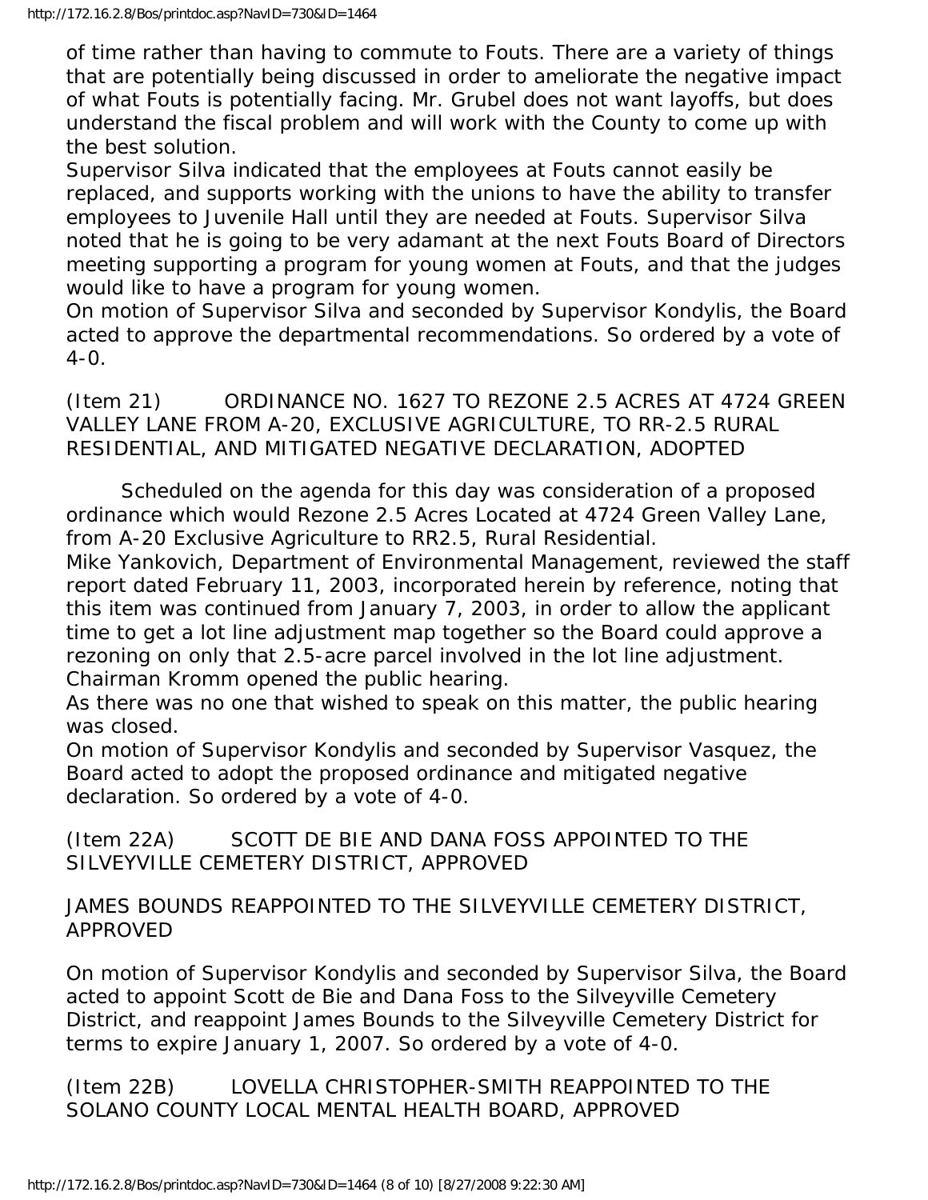of time rather than having to commute to Fouts. There are a variety of things that are potentially being discussed in order to ameliorate the negative impact of what Fouts is potentially facing. Mr. Grubel does not want layoffs, but does understand the fiscal problem and will work with the County to come up with the best solution.
Supervisor Silva indicated that the employees at Fouts cannot easily be replaced, and supports working with the unions to have the ability to transfer employees to Juvenile Hall until they are needed at Fouts. Supervisor Silva noted that he is going to be very adamant at the next Fouts Board of Directors meeting supporting a program for young women at Fouts, and that the judges would like to have a program for young women.
On motion of Supervisor Silva and seconded by Supervisor Kondylis, the Board acted to approve the departmental recommendations. So ordered by a vote of 4-0.

(Item 21) ORDINANCE NO. 1627 TO REZONE 2.5 ACRES AT 4724 GREEN VALLEY LANE FROM A-20, EXCLUSIVE AGRICULTURE, TO RR-2.5 RURAL RESIDENTIAL, AND MITIGATED NEGATIVE DECLARATION, ADOPTED

Scheduled on the agenda for this day was consideration of a proposed ordinance which would Rezone 2.5 Acres Located at 4724 Green Valley Lane, from A-20 Exclusive Agriculture to RR2.5, Rural Residential.
Mike Yankovich, Department of Environmental Management, reviewed the staff report dated February 11, 2003, incorporated herein by reference, noting that this item was continued from January 7, 2003, in order to allow the applicant time to get a lot line adjustment map together so the Board could approve a rezoning on only that 2.5-acre parcel involved in the lot line adjustment.
Chairman Kromm opened the public hearing.
As there was no one that wished to speak on this matter, the public hearing was closed.
On motion of Supervisor Kondylis and seconded by Supervisor Vasquez, the Board acted to adopt the proposed ordinance and mitigated negative declaration. So ordered by a vote of 4-0.

(Item 22A) SCOTT DE BIE AND DANA FOSS APPOINTED TO THE SILVEYVILLE CEMETERY DISTRICT, APPROVED

JAMES BOUNDS REAPPOINTED TO THE SILVEYVILLE CEMETERY DISTRICT, APPROVED

On motion of Supervisor Kondylis and seconded by Supervisor Silva, the Board acted to appoint Scott de Bie and Dana Foss to the Silveyville Cemetery District, and reappoint James Bounds to the Silveyville Cemetery District for terms to expire January 1, 2007. So ordered by a vote of 4-0.

(Item 22B) LOVELLA CHRISTOPHER-SMITH REAPPOINTED TO THE SOLANO COUNTY LOCAL MENTAL HEALTH BOARD, APPROVED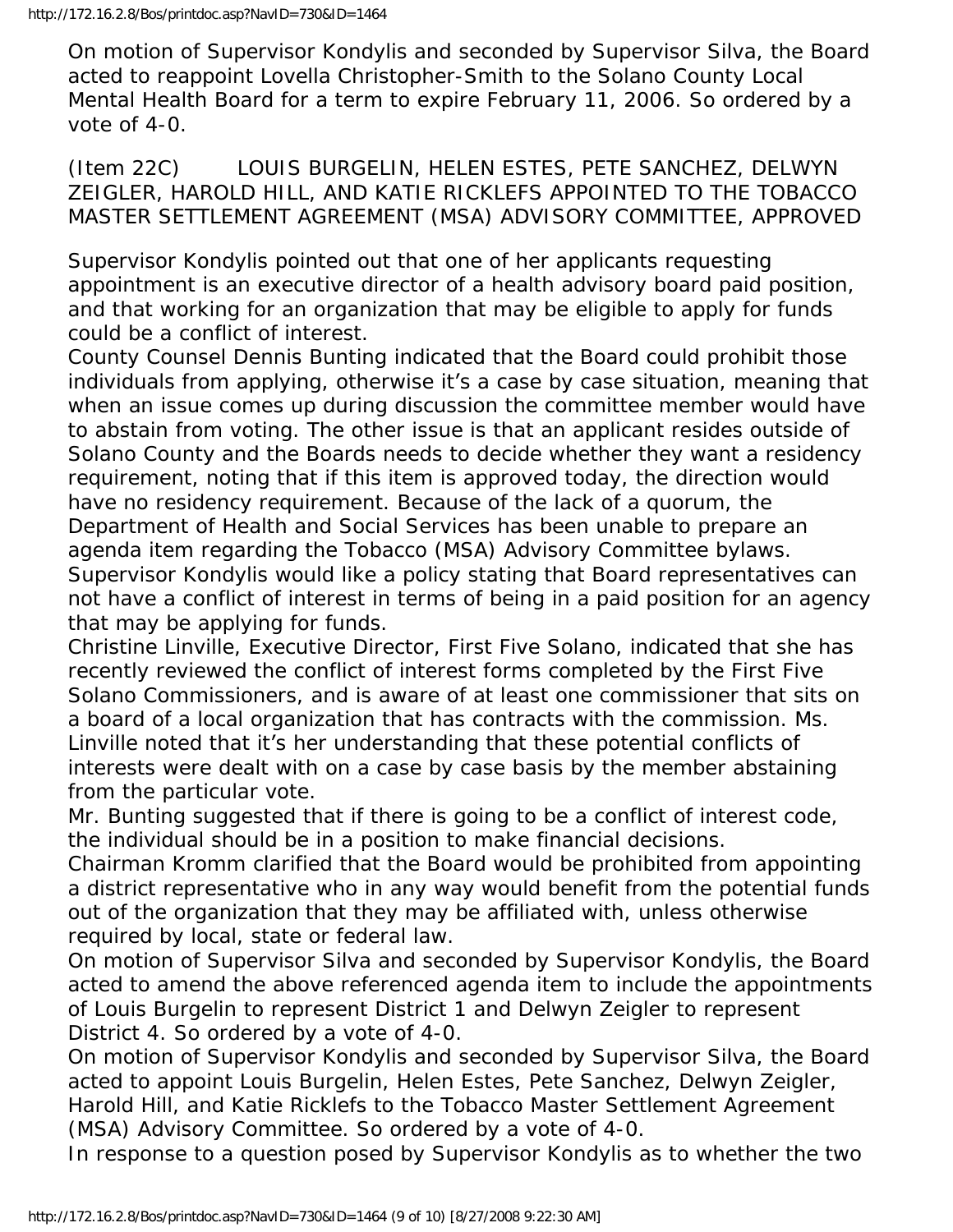On motion of Supervisor Kondylis and seconded by Supervisor Silva, the Board acted to reappoint Lovella Christopher-Smith to the Solano County Local Mental Health Board for a term to expire February 11, 2006. So ordered by a vote of 4-0.

(Item 22C) LOUIS BURGELIN, HELEN ESTES, PETE SANCHEZ, DELWYN ZEIGLER, HAROLD HILL, AND KATIE RICKLEFS APPOINTED TO THE TOBACCO MASTER SETTLEMENT AGREEMENT (MSA) ADVISORY COMMITTEE, APPROVED

Supervisor Kondylis pointed out that one of her applicants requesting appointment is an executive director of a health advisory board paid position, and that working for an organization that may be eligible to apply for funds could be a conflict of interest.

County Counsel Dennis Bunting indicated that the Board could prohibit those individuals from applying, otherwise it's a case by case situation, meaning that when an issue comes up during discussion the committee member would have to abstain from voting. The other issue is that an applicant resides outside of Solano County and the Boards needs to decide whether they want a residency requirement, noting that if this item is approved today, the direction would have no residency requirement. Because of the lack of a quorum, the Department of Health and Social Services has been unable to prepare an agenda item regarding the Tobacco (MSA) Advisory Committee bylaws.

Supervisor Kondylis would like a policy stating that Board representatives can not have a conflict of interest in terms of being in a paid position for an agency that may be applying for funds.

Christine Linville, Executive Director, First Five Solano, indicated that she has recently reviewed the conflict of interest forms completed by the First Five Solano Commissioners, and is aware of at least one commissioner that sits on a board of a local organization that has contracts with the commission. Ms. Linville noted that it's her understanding that these potential conflicts of interests were dealt with on a case by case basis by the member abstaining from the particular vote.

Mr. Bunting suggested that if there is going to be a conflict of interest code, the individual should be in a position to make financial decisions.

Chairman Kromm clarified that the Board would be prohibited from appointing a district representative who in any way would benefit from the potential funds out of the organization that they may be affiliated with, unless otherwise required by local, state or federal law.

On motion of Supervisor Silva and seconded by Supervisor Kondylis, the Board acted to amend the above referenced agenda item to include the appointments of Louis Burgelin to represent District 1 and Delwyn Zeigler to represent District 4. So ordered by a vote of 4-0.

On motion of Supervisor Kondylis and seconded by Supervisor Silva, the Board acted to appoint Louis Burgelin, Helen Estes, Pete Sanchez, Delwyn Zeigler, Harold Hill, and Katie Ricklefs to the Tobacco Master Settlement Agreement (MSA) Advisory Committee. So ordered by a vote of 4-0.

In response to a question posed by Supervisor Kondylis as to whether the two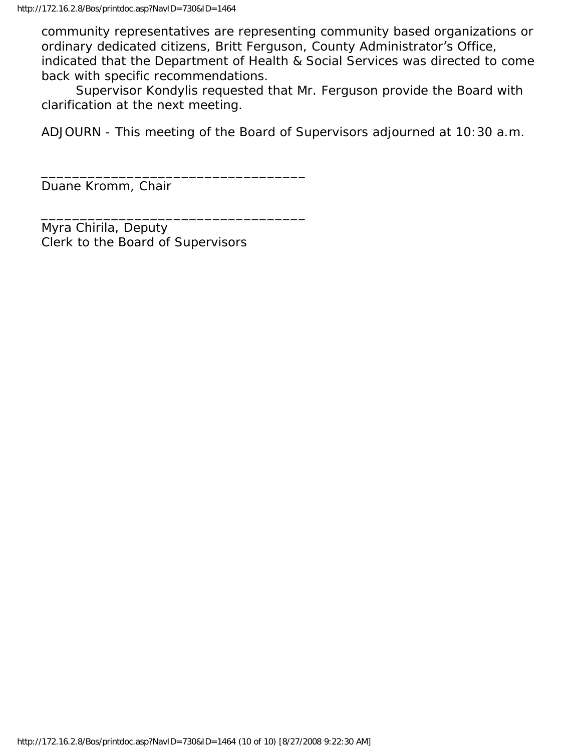community representatives are representing community based organizations or ordinary dedicated citizens, Britt Ferguson, County Administrator's Office, indicated that the Department of Health & Social Services was directed to come back with specific recommendations.

Supervisor Kondylis requested that Mr. Ferguson provide the Board with clarification at the next meeting.

ADJOURN - This meeting of the Board of Supervisors adjourned at 10:30 a.m.

_________________________________
Duane Kromm, Chair

_________________________________
Myra Chirila, Deputy
Clerk to the Board of Supervisors